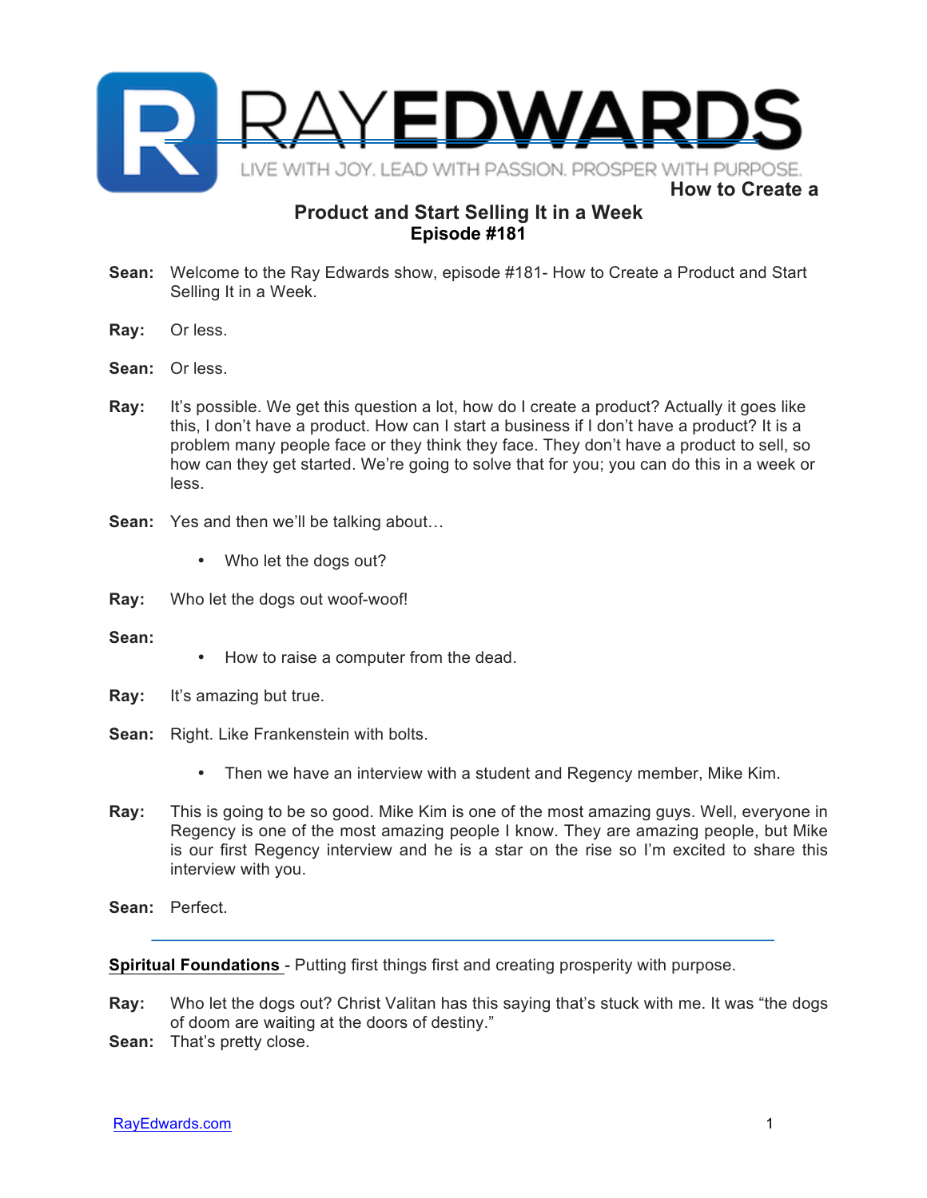# RAY EDWARDS

LIVE WITH JOY. LEAD WITH PASSION. PROSPER WITH PURPOSE.

## How to Create a Product and Start Selling It in a Week
### Episode #181

**Sean:** Welcome to the Ray Edwards show, episode #181- How to Create a Product and Start Selling It in a Week.

**Ray:** Or less.

**Sean:** Or less.

**Ray:** It's possible. We get this question a lot, how do I create a product? Actually it goes like this, I don't have a product. How can I start a business if I don't have a product? It is a problem many people face or they think they face. They don't have a product to sell, so how can they get started. We're going to solve that for you; you can do this in a week or less.

**Sean:** Yes and then we'll be talking about…

- Who let the dogs out?

**Ray:** Who let the dogs out woof-woof!

**Sean:**

- How to raise a computer from the dead.

**Ray:** It's amazing but true.

**Sean:** Right. Like Frankenstein with bolts.

- Then we have an interview with a student and Regency member, Mike Kim.

**Ray:** This is going to be so good. Mike Kim is one of the most amazing guys. Well, everyone in Regency is one of the most amazing people I know. They are amazing people, but Mike is our first Regency interview and he is a star on the rise so I'm excited to share this interview with you.

**Sean:** Perfect.

---

**Spiritual Foundations** - Putting first things first and creating prosperity with purpose.

**Ray:** Who let the dogs out? Christ Valitan has this saying that's stuck with me. It was "the dogs of doom are waiting at the doors of destiny."

**Sean:** That's pretty close.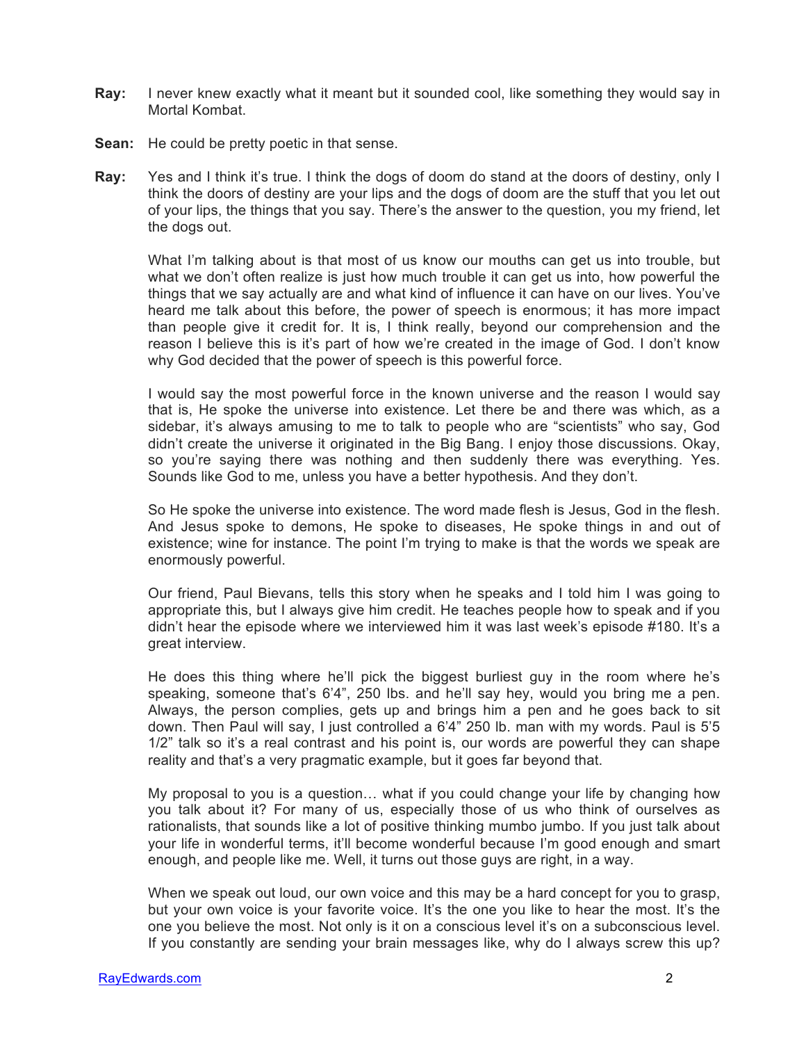**Ray:** I never knew exactly what it meant but it sounded cool, like something they would say in Mortal Kombat.

**Sean:** He could be pretty poetic in that sense.

**Ray:** Yes and I think it's true. I think the dogs of doom do stand at the doors of destiny, only I think the doors of destiny are your lips and the dogs of doom are the stuff that you let out of your lips, the things that you say. There's the answer to the question, you my friend, let the dogs out.

What I'm talking about is that most of us know our mouths can get us into trouble, but what we don't often realize is just how much trouble it can get us into, how powerful the things that we say actually are and what kind of influence it can have on our lives. You've heard me talk about this before, the power of speech is enormous; it has more impact than people give it credit for. It is, I think really, beyond our comprehension and the reason I believe this is it's part of how we're created in the image of God. I don't know why God decided that the power of speech is this powerful force.

I would say the most powerful force in the known universe and the reason I would say that is, He spoke the universe into existence. Let there be and there was which, as a sidebar, it's always amusing to me to talk to people who are "scientists" who say, God didn't create the universe it originated in the Big Bang. I enjoy those discussions. Okay, so you're saying there was nothing and then suddenly there was everything. Yes. Sounds like God to me, unless you have a better hypothesis. And they don't.

So He spoke the universe into existence. The word made flesh is Jesus, God in the flesh. And Jesus spoke to demons, He spoke to diseases, He spoke things in and out of existence; wine for instance. The point I'm trying to make is that the words we speak are enormously powerful.

Our friend, Paul Bievans, tells this story when he speaks and I told him I was going to appropriate this, but I always give him credit. He teaches people how to speak and if you didn't hear the episode where we interviewed him it was last week's episode #180. It's a great interview.

He does this thing where he'll pick the biggest burliest guy in the room where he's speaking, someone that's 6'4", 250 lbs. and he'll say hey, would you bring me a pen. Always, the person complies, gets up and brings him a pen and he goes back to sit down. Then Paul will say, I just controlled a 6'4" 250 lb. man with my words. Paul is 5'5 1/2" talk so it's a real contrast and his point is, our words are powerful they can shape reality and that's a very pragmatic example, but it goes far beyond that.

My proposal to you is a question… what if you could change your life by changing how you talk about it? For many of us, especially those of us who think of ourselves as rationalists, that sounds like a lot of positive thinking mumbo jumbo. If you just talk about your life in wonderful terms, it'll become wonderful because I'm good enough and smart enough, and people like me. Well, it turns out those guys are right, in a way.

When we speak out loud, our own voice and this may be a hard concept for you to grasp, but your own voice is your favorite voice. It's the one you like to hear the most. It's the one you believe the most. Not only is it on a conscious level it's on a subconscious level. If you constantly are sending your brain messages like, why do I always screw this up?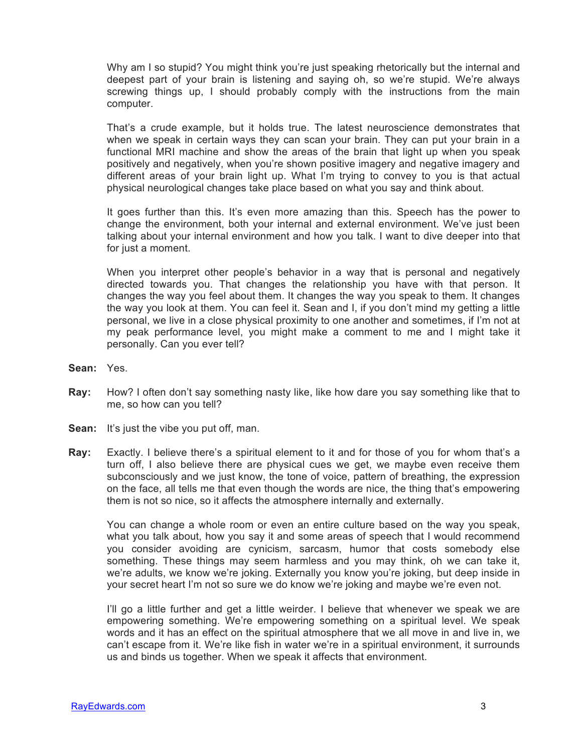Why am I so stupid? You might think you're just speaking rhetorically but the internal and deepest part of your brain is listening and saying oh, so we're stupid. We're always screwing things up, I should probably comply with the instructions from the main computer.

That's a crude example, but it holds true. The latest neuroscience demonstrates that when we speak in certain ways they can scan your brain. They can put your brain in a functional MRI machine and show the areas of the brain that light up when you speak positively and negatively, when you're shown positive imagery and negative imagery and different areas of your brain light up. What I'm trying to convey to you is that actual physical neurological changes take place based on what you say and think about.

It goes further than this. It's even more amazing than this. Speech has the power to change the environment, both your internal and external environment. We've just been talking about your internal environment and how you talk. I want to dive deeper into that for just a moment.

When you interpret other people's behavior in a way that is personal and negatively directed towards you. That changes the relationship you have with that person. It changes the way you feel about them. It changes the way you speak to them. It changes the way you look at them. You can feel it. Sean and I, if you don't mind my getting a little personal, we live in a close physical proximity to one another and sometimes, if I'm not at my peak performance level, you might make a comment to me and I might take it personally. Can you ever tell?

**Sean:** Yes.

**Ray:** How? I often don't say something nasty like, like how dare you say something like that to me, so how can you tell?

**Sean:** It's just the vibe you put off, man.

**Ray:** Exactly. I believe there's a spiritual element to it and for those of you for whom that's a turn off, I also believe there are physical cues we get, we maybe even receive them subconsciously and we just know, the tone of voice, pattern of breathing, the expression on the face, all tells me that even though the words are nice, the thing that's empowering them is not so nice, so it affects the atmosphere internally and externally.

You can change a whole room or even an entire culture based on the way you speak, what you talk about, how you say it and some areas of speech that I would recommend you consider avoiding are cynicism, sarcasm, humor that costs somebody else something. These things may seem harmless and you may think, oh we can take it, we're adults, we know we're joking. Externally you know you're joking, but deep inside in your secret heart I'm not so sure we do know we're joking and maybe we're even not.

I'll go a little further and get a little weirder. I believe that whenever we speak we are empowering something. We're empowering something on a spiritual level. We speak words and it has an effect on the spiritual atmosphere that we all move in and live in, we can't escape from it. We're like fish in water we're in a spiritual environment, it surrounds us and binds us together. When we speak it affects that environment.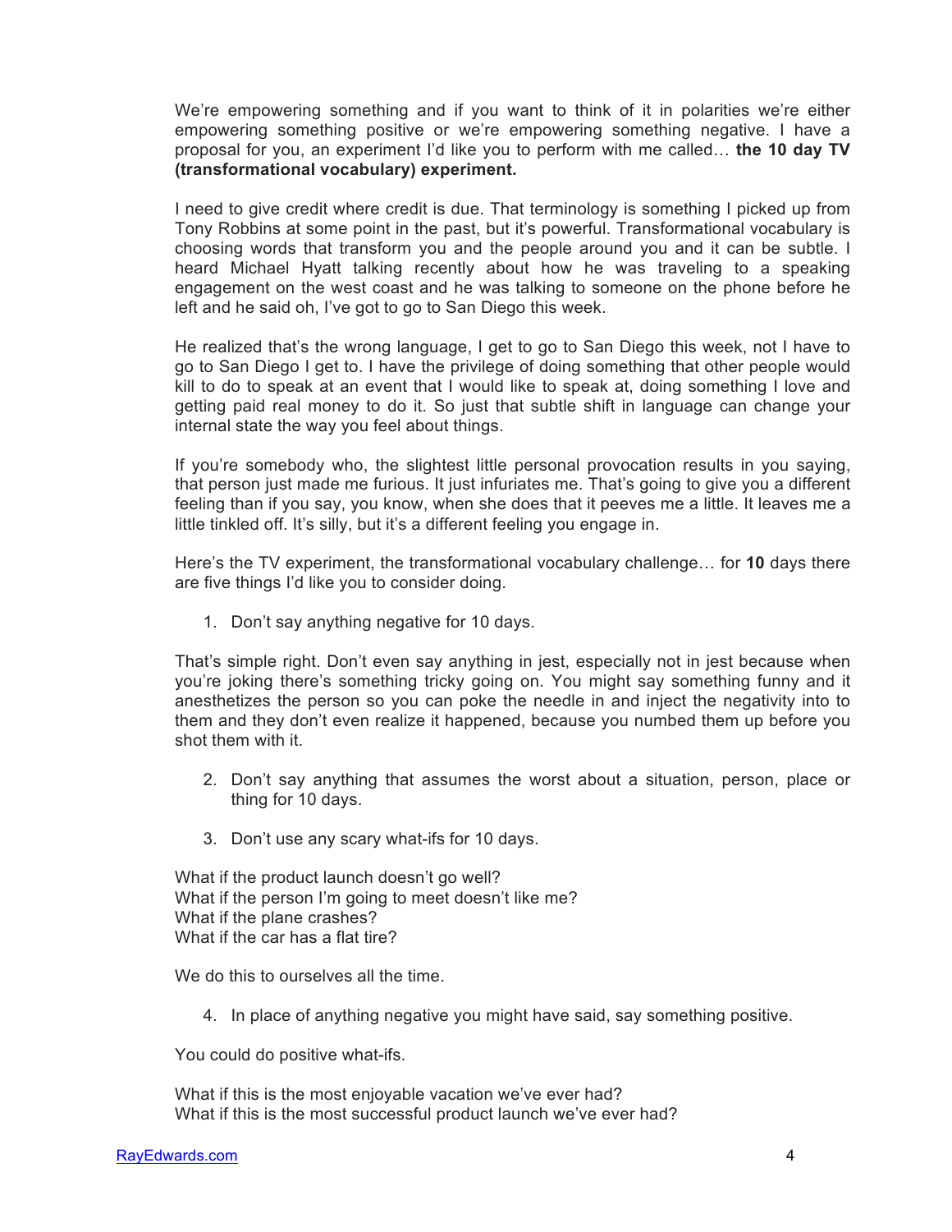We're empowering something and if you want to think of it in polarities we're either empowering something positive or we're empowering something negative. I have a proposal for you, an experiment I'd like you to perform with me called… **the 10 day TV (transformational vocabulary) experiment.**

I need to give credit where credit is due. That terminology is something I picked up from Tony Robbins at some point in the past, but it's powerful. Transformational vocabulary is choosing words that transform you and the people around you and it can be subtle. I heard Michael Hyatt talking recently about how he was traveling to a speaking engagement on the west coast and he was talking to someone on the phone before he left and he said oh, I've got to go to San Diego this week.

He realized that's the wrong language, I get to go to San Diego this week, not I have to go to San Diego I get to. I have the privilege of doing something that other people would kill to do to speak at an event that I would like to speak at, doing something I love and getting paid real money to do it. So just that subtle shift in language can change your internal state the way you feel about things.

If you're somebody who, the slightest little personal provocation results in you saying, that person just made me furious. It just infuriates me. That's going to give you a different feeling than if you say, you know, when she does that it peeves me a little. It leaves me a little tinkled off. It's silly, but it's a different feeling you engage in.

Here's the TV experiment, the transformational vocabulary challenge… for **10** days there are five things I'd like you to consider doing.

1. Don't say anything negative for 10 days.

That's simple right. Don't even say anything in jest, especially not in jest because when you're joking there's something tricky going on. You might say something funny and it anesthetizes the person so you can poke the needle in and inject the negativity into to them and they don't even realize it happened, because you numbed them up before you shot them with it.

2. Don't say anything that assumes the worst about a situation, person, place or thing for 10 days.

3. Don't use any scary what-ifs for 10 days.

What if the product launch doesn't go well?
What if the person I'm going to meet doesn't like me?
What if the plane crashes?
What if the car has a flat tire?

We do this to ourselves all the time.

4. In place of anything negative you might have said, say something positive.

You could do positive what-ifs.

What if this is the most enjoyable vacation we've ever had?
What if this is the most successful product launch we've ever had?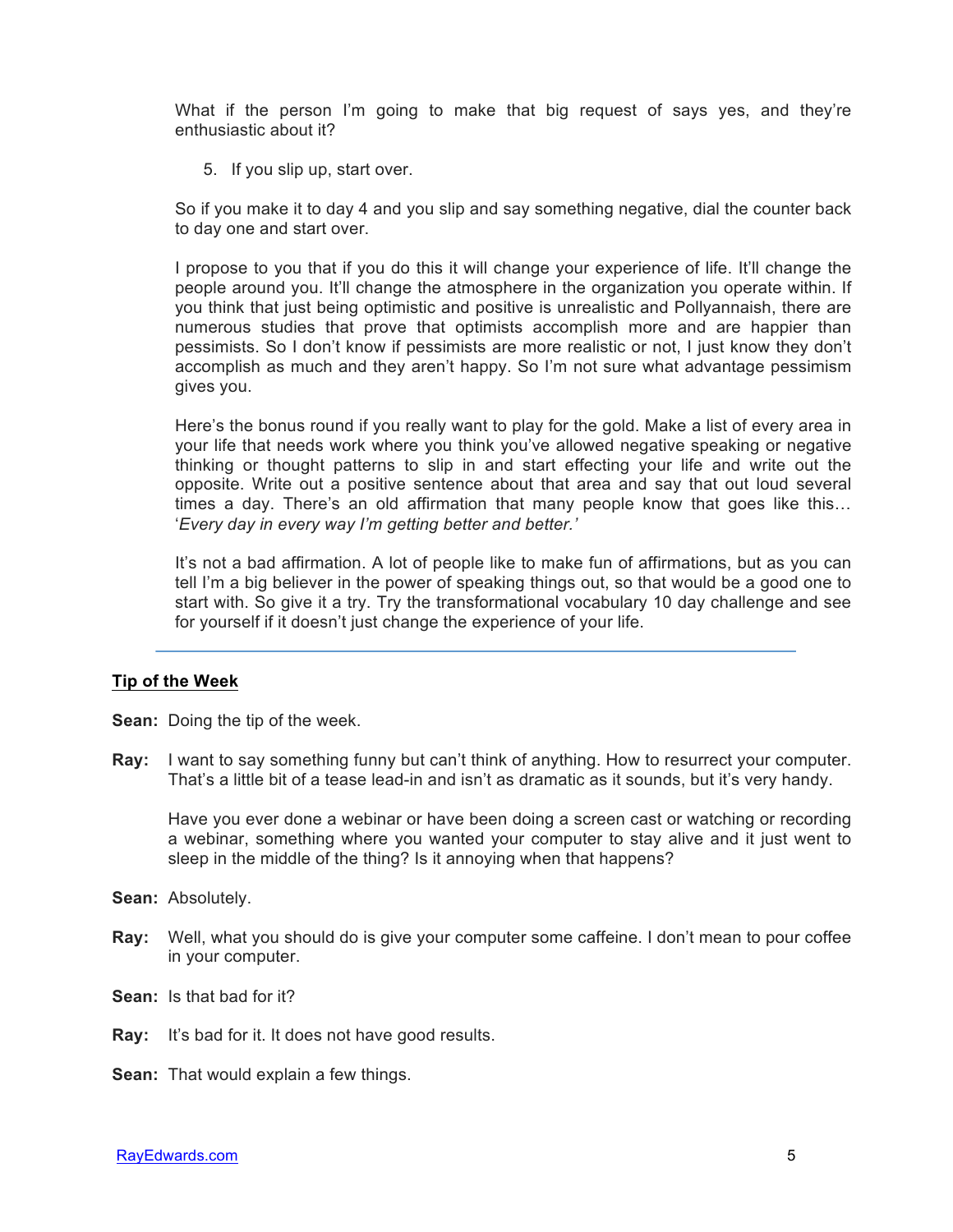What if the person I'm going to make that big request of says yes, and they're enthusiastic about it?

5. If you slip up, start over.

So if you make it to day 4 and you slip and say something negative, dial the counter back to day one and start over.

I propose to you that if you do this it will change your experience of life. It'll change the people around you. It'll change the atmosphere in the organization you operate within. If you think that just being optimistic and positive is unrealistic and Pollyannaish, there are numerous studies that prove that optimists accomplish more and are happier than pessimists. So I don't know if pessimists are more realistic or not, I just know they don't accomplish as much and they aren't happy. So I'm not sure what advantage pessimism gives you.

Here's the bonus round if you really want to play for the gold. Make a list of every area in your life that needs work where you think you've allowed negative speaking or negative thinking or thought patterns to slip in and start effecting your life and write out the opposite. Write out a positive sentence about that area and say that out loud several times a day. There's an old affirmation that many people know that goes like this… '*Every day in every way I'm getting better and better.*'

It's not a bad affirmation. A lot of people like to make fun of affirmations, but as you can tell I'm a big believer in the power of speaking things out, so that would be a good one to start with. So give it a try. Try the transformational vocabulary 10 day challenge and see for yourself if it doesn't just change the experience of your life.

---

**Tip of the Week**

**Sean:** Doing the tip of the week.

**Ray:** I want to say something funny but can't think of anything. How to resurrect your computer. That's a little bit of a tease lead-in and isn't as dramatic as it sounds, but it's very handy.

Have you ever done a webinar or have been doing a screen cast or watching or recording a webinar, something where you wanted your computer to stay alive and it just went to sleep in the middle of the thing? Is it annoying when that happens?

**Sean:** Absolutely.

**Ray:** Well, what you should do is give your computer some caffeine. I don't mean to pour coffee in your computer.

**Sean:** Is that bad for it?

**Ray:** It's bad for it. It does not have good results.

**Sean:** That would explain a few things.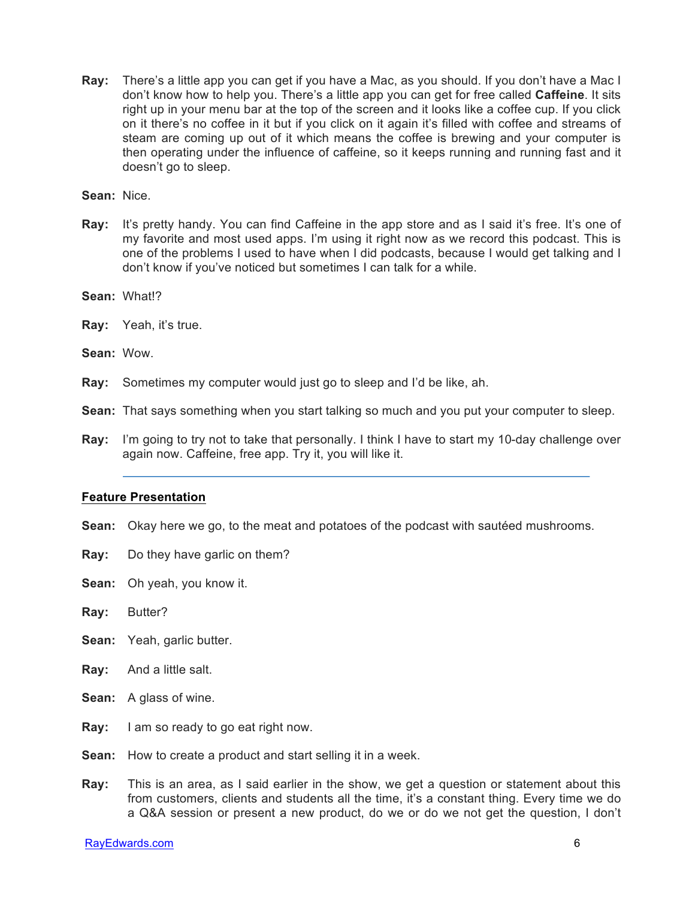**Ray:** There's a little app you can get if you have a Mac, as you should. If you don't have a Mac I don't know how to help you. There's a little app you can get for free called **Caffeine**. It sits right up in your menu bar at the top of the screen and it looks like a coffee cup. If you click on it there's no coffee in it but if you click on it again it's filled with coffee and streams of steam are coming up out of it which means the coffee is brewing and your computer is then operating under the influence of caffeine, so it keeps running and running fast and it doesn't go to sleep.

**Sean:** Nice.

**Ray:** It's pretty handy. You can find Caffeine in the app store and as I said it's free. It's one of my favorite and most used apps. I'm using it right now as we record this podcast. This is one of the problems I used to have when I did podcasts, because I would get talking and I don't know if you've noticed but sometimes I can talk for a while.

**Sean:** What!?

**Ray:** Yeah, it's true.

**Sean:** Wow.

**Ray:** Sometimes my computer would just go to sleep and I'd be like, ah.

**Sean:** That says something when you start talking so much and you put your computer to sleep.

**Ray:** I'm going to try not to take that personally. I think I have to start my 10-day challenge over again now. Caffeine, free app. Try it, you will like it.

---

## Feature Presentation

**Sean:** Okay here we go, to the meat and potatoes of the podcast with sautéed mushrooms.

**Ray:** Do they have garlic on them?

**Sean:** Oh yeah, you know it.

**Ray:** Butter?

**Sean:** Yeah, garlic butter.

**Ray:** And a little salt.

**Sean:** A glass of wine.

**Ray:** I am so ready to go eat right now.

**Sean:** How to create a product and start selling it in a week.

**Ray:** This is an area, as I said earlier in the show, we get a question or statement about this from customers, clients and students all the time, it's a constant thing. Every time we do a Q&A session or present a new product, do we or do we not get the question, I don't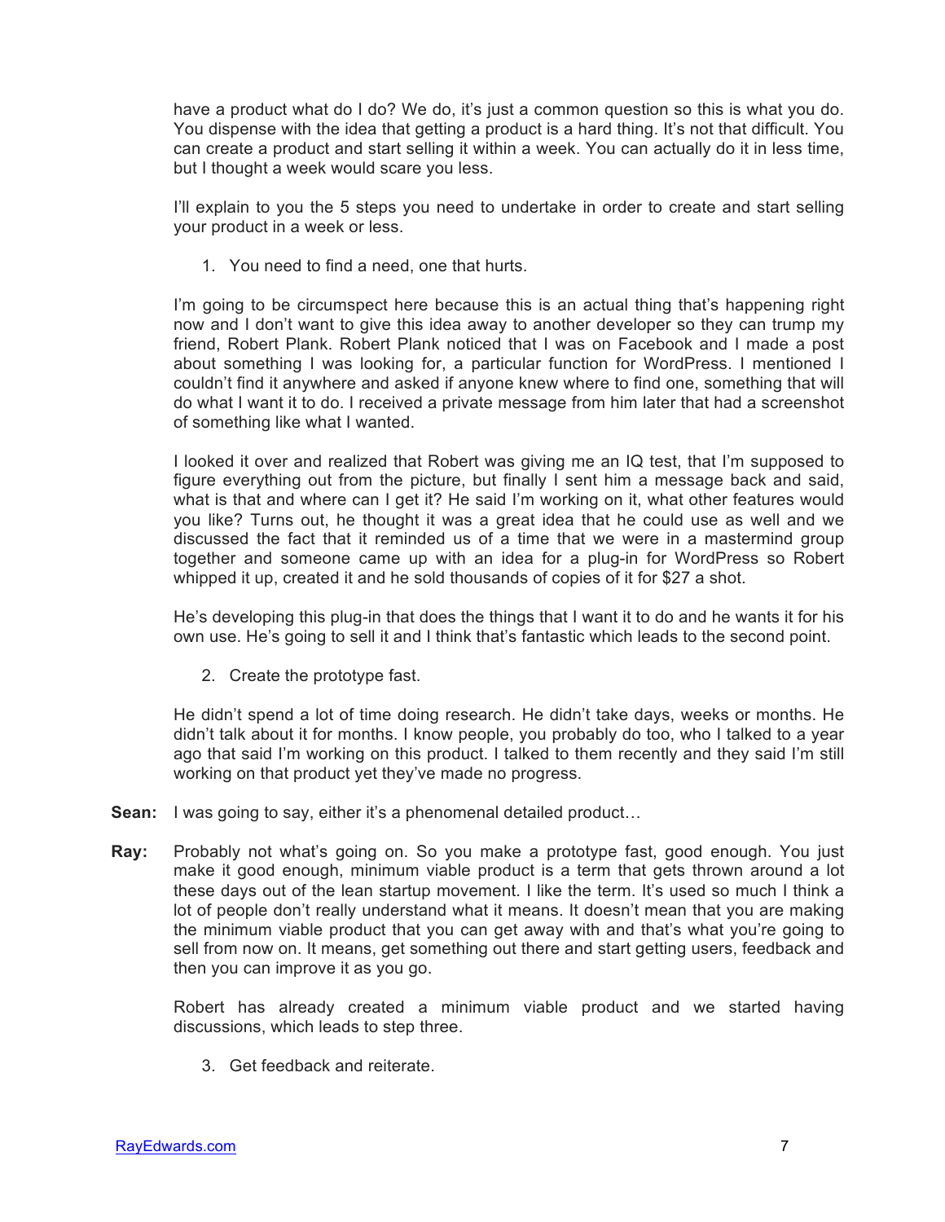have a product what do I do? We do, it's just a common question so this is what you do. You dispense with the idea that getting a product is a hard thing. It's not that difficult. You can create a product and start selling it within a week. You can actually do it in less time, but I thought a week would scare you less.

I'll explain to you the 5 steps you need to undertake in order to create and start selling your product in a week or less.

1. You need to find a need, one that hurts.

I'm going to be circumspect here because this is an actual thing that's happening right now and I don't want to give this idea away to another developer so they can trump my friend, Robert Plank. Robert Plank noticed that I was on Facebook and I made a post about something I was looking for, a particular function for WordPress. I mentioned I couldn't find it anywhere and asked if anyone knew where to find one, something that will do what I want it to do. I received a private message from him later that had a screenshot of something like what I wanted.

I looked it over and realized that Robert was giving me an IQ test, that I'm supposed to figure everything out from the picture, but finally I sent him a message back and said, what is that and where can I get it? He said I'm working on it, what other features would you like? Turns out, he thought it was a great idea that he could use as well and we discussed the fact that it reminded us of a time that we were in a mastermind group together and someone came up with an idea for a plug-in for WordPress so Robert whipped it up, created it and he sold thousands of copies of it for $27 a shot.

He's developing this plug-in that does the things that I want it to do and he wants it for his own use. He's going to sell it and I think that's fantastic which leads to the second point.

2. Create the prototype fast.

He didn't spend a lot of time doing research. He didn't take days, weeks or months. He didn't talk about it for months. I know people, you probably do too, who I talked to a year ago that said I'm working on this product. I talked to them recently and they said I'm still working on that product yet they've made no progress.

**Sean:** I was going to say, either it's a phenomenal detailed product…

**Ray:** Probably not what's going on. So you make a prototype fast, good enough. You just make it good enough, minimum viable product is a term that gets thrown around a lot these days out of the lean startup movement. I like the term. It's used so much I think a lot of people don't really understand what it means. It doesn't mean that you are making the minimum viable product that you can get away with and that's what you're going to sell from now on. It means, get something out there and start getting users, feedback and then you can improve it as you go.

Robert has already created a minimum viable product and we started having discussions, which leads to step three.

3. Get feedback and reiterate.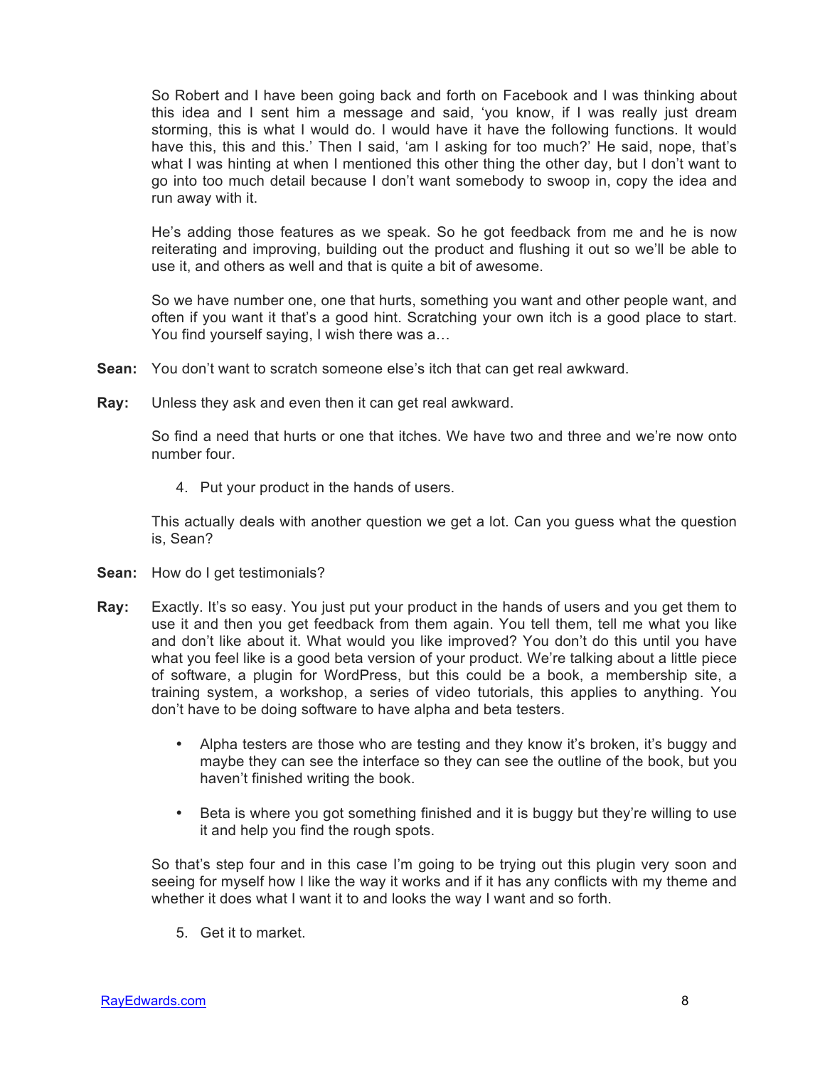So Robert and I have been going back and forth on Facebook and I was thinking about this idea and I sent him a message and said, 'you know, if I was really just dream storming, this is what I would do. I would have it have the following functions. It would have this, this and this.' Then I said, 'am I asking for too much?' He said, nope, that's what I was hinting at when I mentioned this other thing the other day, but I don't want to go into too much detail because I don't want somebody to swoop in, copy the idea and run away with it.

He's adding those features as we speak. So he got feedback from me and he is now reiterating and improving, building out the product and flushing it out so we'll be able to use it, and others as well and that is quite a bit of awesome.

So we have number one, one that hurts, something you want and other people want, and often if you want it that's a good hint. Scratching your own itch is a good place to start. You find yourself saying, I wish there was a…

**Sean:** You don't want to scratch someone else's itch that can get real awkward.

**Ray:** Unless they ask and even then it can get real awkward.

So find a need that hurts or one that itches. We have two and three and we're now onto number four.

4. Put your product in the hands of users.

This actually deals with another question we get a lot. Can you guess what the question is, Sean?

**Sean:** How do I get testimonials?

**Ray:** Exactly. It's so easy. You just put your product in the hands of users and you get them to use it and then you get feedback from them again. You tell them, tell me what you like and don't like about it. What would you like improved? You don't do this until you have what you feel like is a good beta version of your product. We're talking about a little piece of software, a plugin for WordPress, but this could be a book, a membership site, a training system, a workshop, a series of video tutorials, this applies to anything. You don't have to be doing software to have alpha and beta testers.

- Alpha testers are those who are testing and they know it's broken, it's buggy and maybe they can see the interface so they can see the outline of the book, but you haven't finished writing the book.

- Beta is where you got something finished and it is buggy but they're willing to use it and help you find the rough spots.

So that's step four and in this case I'm going to be trying out this plugin very soon and seeing for myself how I like the way it works and if it has any conflicts with my theme and whether it does what I want it to and looks the way I want and so forth.

5. Get it to market.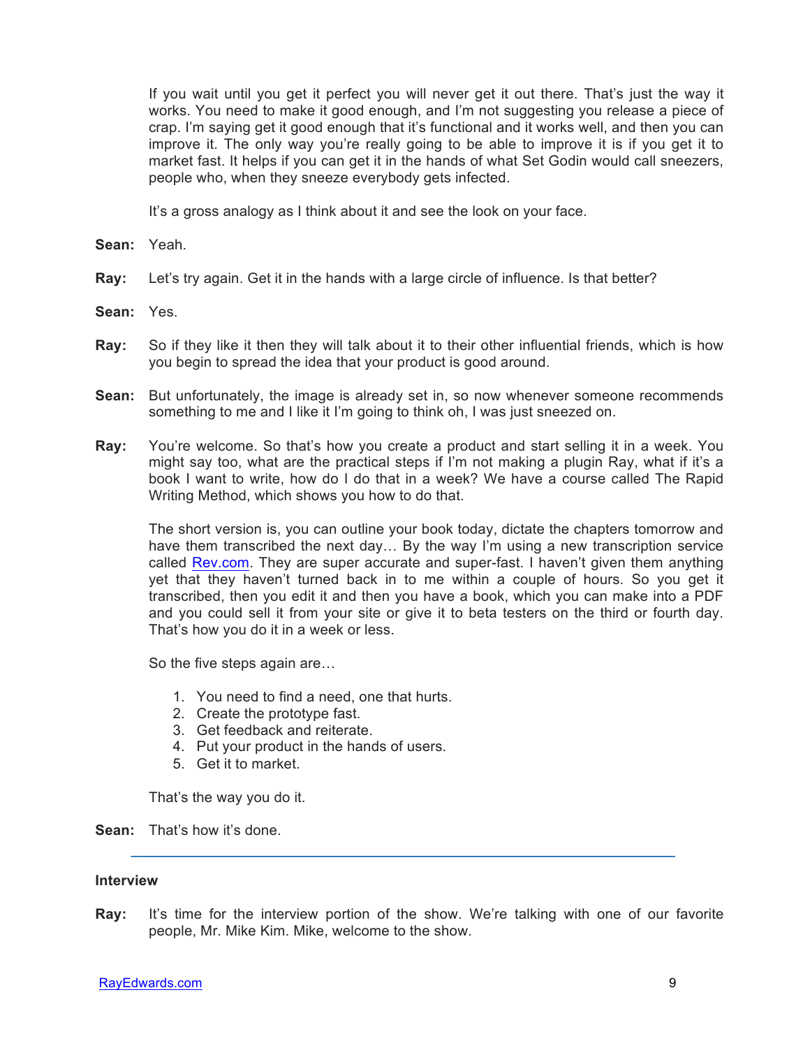If you wait until you get it perfect you will never get it out there. That's just the way it works. You need to make it good enough, and I'm not suggesting you release a piece of crap. I'm saying get it good enough that it's functional and it works well, and then you can improve it. The only way you're really going to be able to improve it is if you get it to market fast. It helps if you can get it in the hands of what Set Godin would call sneezers, people who, when they sneeze everybody gets infected.

It's a gross analogy as I think about it and see the look on your face.

**Sean:** Yeah.

**Ray:** Let's try again. Get it in the hands with a large circle of influence. Is that better?

**Sean:** Yes.

**Ray:** So if they like it then they will talk about it to their other influential friends, which is how you begin to spread the idea that your product is good around.

**Sean:** But unfortunately, the image is already set in, so now whenever someone recommends something to me and I like it I'm going to think oh, I was just sneezed on.

**Ray:** You're welcome. So that's how you create a product and start selling it in a week. You might say too, what are the practical steps if I'm not making a plugin Ray, what if it's a book I want to write, how do I do that in a week? We have a course called The Rapid Writing Method, which shows you how to do that.

The short version is, you can outline your book today, dictate the chapters tomorrow and have them transcribed the next day… By the way I'm using a new transcription service called [Rev.com](Rev.com). They are super accurate and super-fast. I haven't given them anything yet that they haven't turned back in to me within a couple of hours. So you get it transcribed, then you edit it and then you have a book, which you can make into a PDF and you could sell it from your site or give it to beta testers on the third or fourth day. That's how you do it in a week or less.

So the five steps again are…

1. You need to find a need, one that hurts.
2. Create the prototype fast.
3. Get feedback and reiterate.
4. Put your product in the hands of users.
5. Get it to market.

That's the way you do it.

**Sean:** That's how it's done.

---

**Interview**

**Ray:** It's time for the interview portion of the show. We're talking with one of our favorite people, Mr. Mike Kim. Mike, welcome to the show.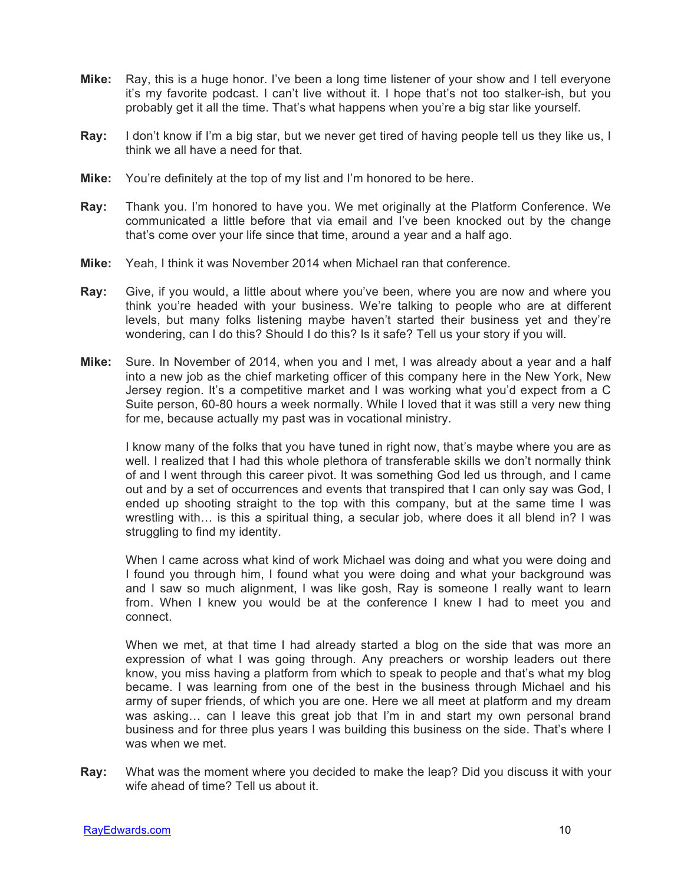**Mike:** Ray, this is a huge honor. I've been a long time listener of your show and I tell everyone it's my favorite podcast. I can't live without it. I hope that's not too stalker-ish, but you probably get it all the time. That's what happens when you're a big star like yourself.

**Ray:** I don't know if I'm a big star, but we never get tired of having people tell us they like us, I think we all have a need for that.

**Mike:** You're definitely at the top of my list and I'm honored to be here.

**Ray:** Thank you. I'm honored to have you. We met originally at the Platform Conference. We communicated a little before that via email and I've been knocked out by the change that's come over your life since that time, around a year and a half ago.

**Mike:** Yeah, I think it was November 2014 when Michael ran that conference.

**Ray:** Give, if you would, a little about where you've been, where you are now and where you think you're headed with your business. We're talking to people who are at different levels, but many folks listening maybe haven't started their business yet and they're wondering, can I do this? Should I do this? Is it safe? Tell us your story if you will.

**Mike:** Sure. In November of 2014, when you and I met, I was already about a year and a half into a new job as the chief marketing officer of this company here in the New York, New Jersey region. It's a competitive market and I was working what you'd expect from a C Suite person, 60-80 hours a week normally. While I loved that it was still a very new thing for me, because actually my past was in vocational ministry.

I know many of the folks that you have tuned in right now, that's maybe where you are as well. I realized that I had this whole plethora of transferable skills we don't normally think of and I went through this career pivot. It was something God led us through, and I came out and by a set of occurrences and events that transpired that I can only say was God, I ended up shooting straight to the top with this company, but at the same time I was wrestling with… is this a spiritual thing, a secular job, where does it all blend in? I was struggling to find my identity.

When I came across what kind of work Michael was doing and what you were doing and I found you through him, I found what you were doing and what your background was and I saw so much alignment, I was like gosh, Ray is someone I really want to learn from. When I knew you would be at the conference I knew I had to meet you and connect.

When we met, at that time I had already started a blog on the side that was more an expression of what I was going through. Any preachers or worship leaders out there know, you miss having a platform from which to speak to people and that's what my blog became. I was learning from one of the best in the business through Michael and his army of super friends, of which you are one. Here we all meet at platform and my dream was asking… can I leave this great job that I'm in and start my own personal brand business and for three plus years I was building this business on the side. That's where I was when we met.

**Ray:** What was the moment where you decided to make the leap? Did you discuss it with your wife ahead of time? Tell us about it.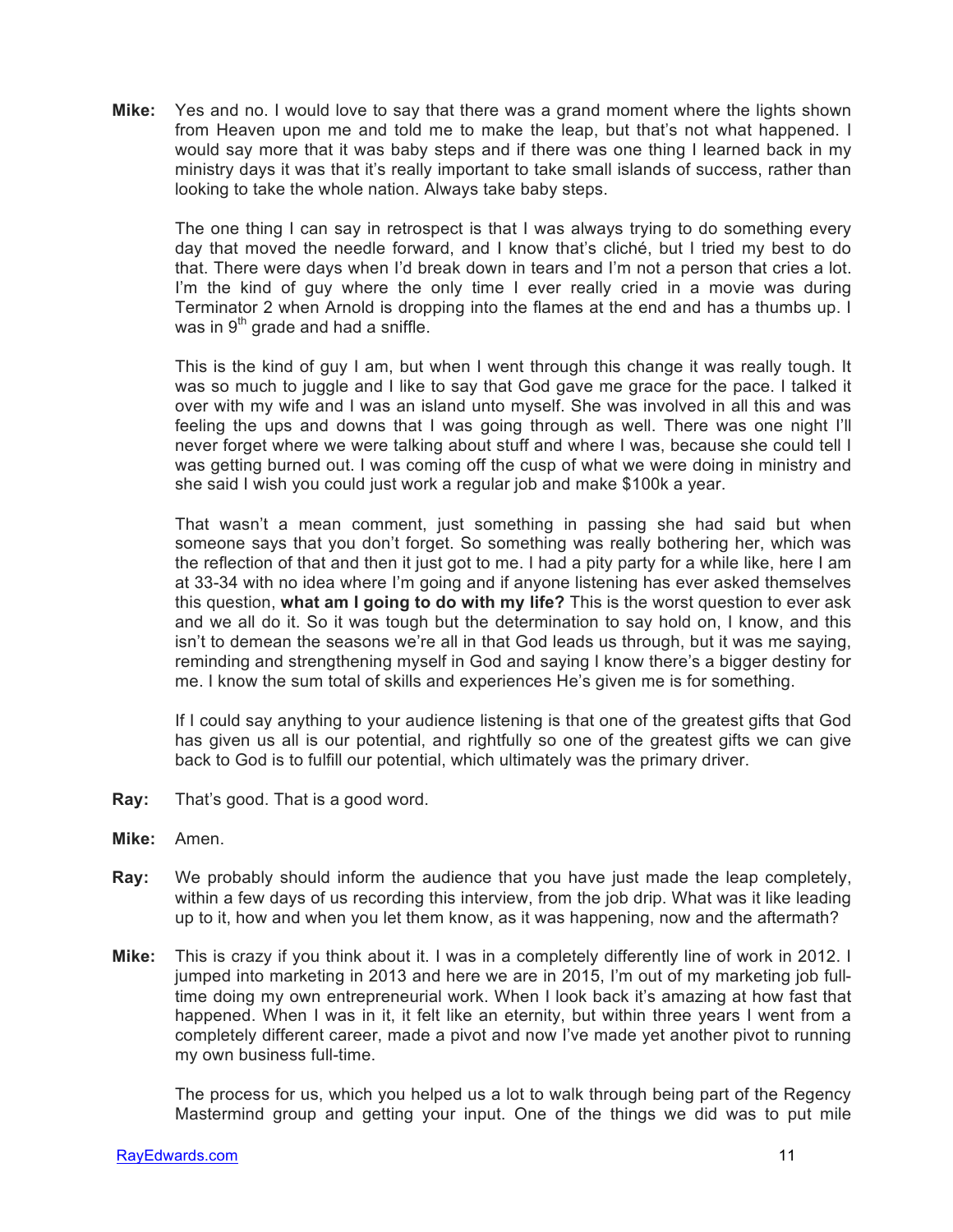**Mike:** Yes and no. I would love to say that there was a grand moment where the lights shown from Heaven upon me and told me to make the leap, but that's not what happened. I would say more that it was baby steps and if there was one thing I learned back in my ministry days it was that it's really important to take small islands of success, rather than looking to take the whole nation. Always take baby steps.

The one thing I can say in retrospect is that I was always trying to do something every day that moved the needle forward, and I know that's cliché, but I tried my best to do that. There were days when I'd break down in tears and I'm not a person that cries a lot. I'm the kind of guy where the only time I ever really cried in a movie was during Terminator 2 when Arnold is dropping into the flames at the end and has a thumbs up. I was in 9th grade and had a sniffle.

This is the kind of guy I am, but when I went through this change it was really tough. It was so much to juggle and I like to say that God gave me grace for the pace. I talked it over with my wife and I was an island unto myself. She was involved in all this and was feeling the ups and downs that I was going through as well. There was one night I'll never forget where we were talking about stuff and where I was, because she could tell I was getting burned out. I was coming off the cusp of what we were doing in ministry and she said I wish you could just work a regular job and make $100k a year.

That wasn't a mean comment, just something in passing she had said but when someone says that you don't forget. So something was really bothering her, which was the reflection of that and then it just got to me. I had a pity party for a while like, here I am at 33-34 with no idea where I'm going and if anyone listening has ever asked themselves this question, **what am I going to do with my life?** This is the worst question to ever ask and we all do it. So it was tough but the determination to say hold on, I know, and this isn't to demean the seasons we're all in that God leads us through, but it was me saying, reminding and strengthening myself in God and saying I know there's a bigger destiny for me. I know the sum total of skills and experiences He's given me is for something.

If I could say anything to your audience listening is that one of the greatest gifts that God has given us all is our potential, and rightfully so one of the greatest gifts we can give back to God is to fulfill our potential, which ultimately was the primary driver.

**Ray:** That's good. That is a good word.

**Mike:** Amen.

**Ray:** We probably should inform the audience that you have just made the leap completely, within a few days of us recording this interview, from the job drip. What was it like leading up to it, how and when you let them know, as it was happening, now and the aftermath?

**Mike:** This is crazy if you think about it. I was in a completely differently line of work in 2012. I jumped into marketing in 2013 and here we are in 2015, I'm out of my marketing job full-time doing my own entrepreneurial work. When I look back it's amazing at how fast that happened. When I was in it, it felt like an eternity, but within three years I went from a completely different career, made a pivot and now I've made yet another pivot to running my own business full-time.

The process for us, which you helped us a lot to walk through being part of the Regency Mastermind group and getting your input. One of the things we did was to put mile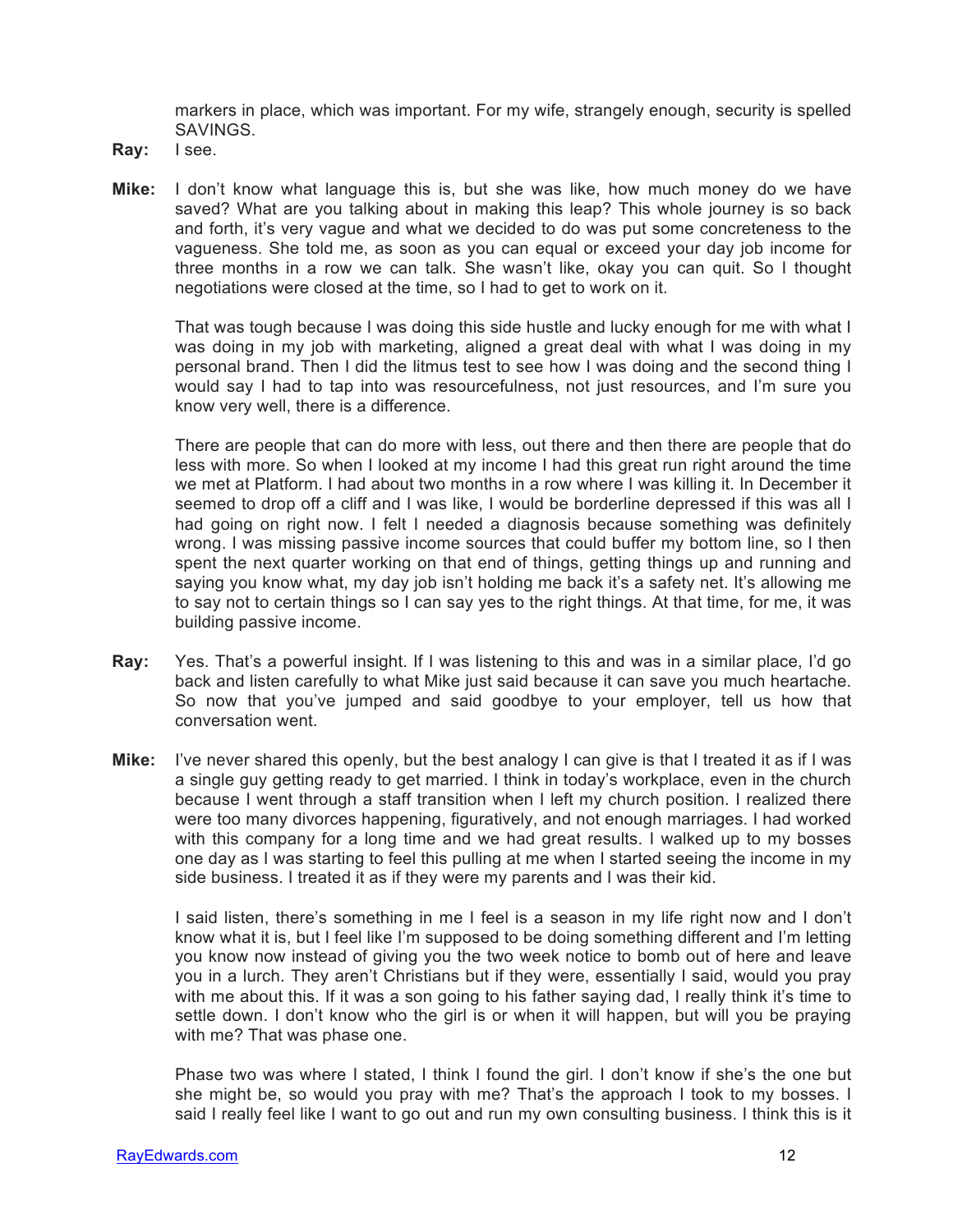markers in place, which was important. For my wife, strangely enough, security is spelled SAVINGS.

**Ray:** I see.

**Mike:** I don't know what language this is, but she was like, how much money do we have saved? What are you talking about in making this leap? This whole journey is so back and forth, it's very vague and what we decided to do was put some concreteness to the vagueness. She told me, as soon as you can equal or exceed your day job income for three months in a row we can talk. She wasn't like, okay you can quit. So I thought negotiations were closed at the time, so I had to get to work on it.

That was tough because I was doing this side hustle and lucky enough for me with what I was doing in my job with marketing, aligned a great deal with what I was doing in my personal brand. Then I did the litmus test to see how I was doing and the second thing I would say I had to tap into was resourcefulness, not just resources, and I'm sure you know very well, there is a difference.

There are people that can do more with less, out there and then there are people that do less with more. So when I looked at my income I had this great run right around the time we met at Platform. I had about two months in a row where I was killing it. In December it seemed to drop off a cliff and I was like, I would be borderline depressed if this was all I had going on right now. I felt I needed a diagnosis because something was definitely wrong. I was missing passive income sources that could buffer my bottom line, so I then spent the next quarter working on that end of things, getting things up and running and saying you know what, my day job isn't holding me back it's a safety net. It's allowing me to say not to certain things so I can say yes to the right things. At that time, for me, it was building passive income.

**Ray:** Yes. That's a powerful insight. If I was listening to this and was in a similar place, I'd go back and listen carefully to what Mike just said because it can save you much heartache. So now that you've jumped and said goodbye to your employer, tell us how that conversation went.

**Mike:** I've never shared this openly, but the best analogy I can give is that I treated it as if I was a single guy getting ready to get married. I think in today's workplace, even in the church because I went through a staff transition when I left my church position. I realized there were too many divorces happening, figuratively, and not enough marriages. I had worked with this company for a long time and we had great results. I walked up to my bosses one day as I was starting to feel this pulling at me when I started seeing the income in my side business. I treated it as if they were my parents and I was their kid.

I said listen, there's something in me I feel is a season in my life right now and I don't know what it is, but I feel like I'm supposed to be doing something different and I'm letting you know now instead of giving you the two week notice to bomb out of here and leave you in a lurch. They aren't Christians but if they were, essentially I said, would you pray with me about this. If it was a son going to his father saying dad, I really think it's time to settle down. I don't know who the girl is or when it will happen, but will you be praying with me? That was phase one.

Phase two was where I stated, I think I found the girl. I don't know if she's the one but she might be, so would you pray with me? That's the approach I took to my bosses. I said I really feel like I want to go out and run my own consulting business. I think this is it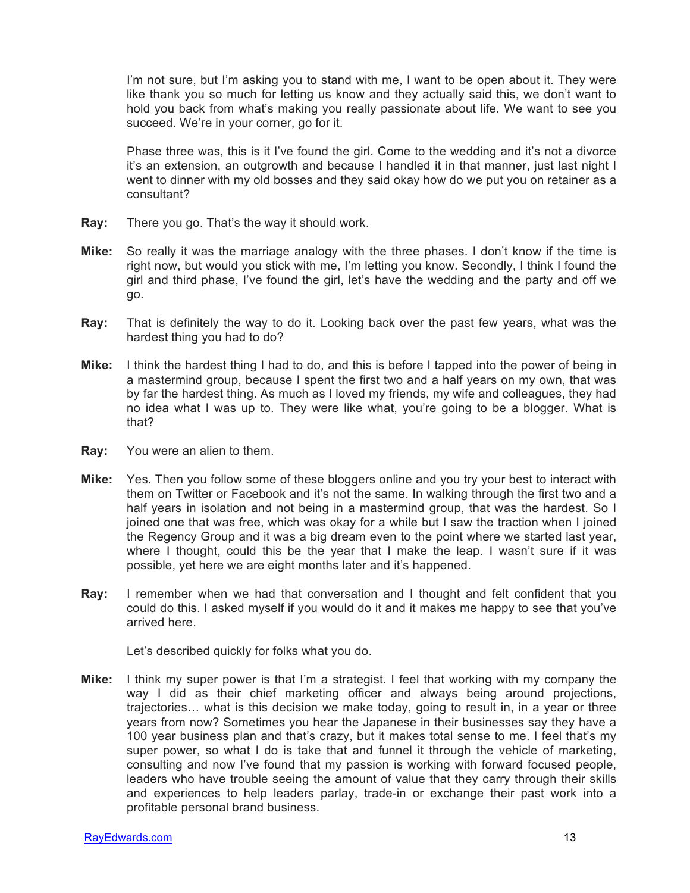I'm not sure, but I'm asking you to stand with me, I want to be open about it. They were like thank you so much for letting us know and they actually said this, we don't want to hold you back from what's making you really passionate about life. We want to see you succeed. We're in your corner, go for it.

Phase three was, this is it I've found the girl. Come to the wedding and it's not a divorce it's an extension, an outgrowth and because I handled it in that manner, just last night I went to dinner with my old bosses and they said okay how do we put you on retainer as a consultant?

**Ray:** There you go. That's the way it should work.

**Mike:** So really it was the marriage analogy with the three phases. I don't know if the time is right now, but would you stick with me, I'm letting you know. Secondly, I think I found the girl and third phase, I've found the girl, let's have the wedding and the party and off we go.

**Ray:** That is definitely the way to do it. Looking back over the past few years, what was the hardest thing you had to do?

**Mike:** I think the hardest thing I had to do, and this is before I tapped into the power of being in a mastermind group, because I spent the first two and a half years on my own, that was by far the hardest thing. As much as I loved my friends, my wife and colleagues, they had no idea what I was up to. They were like what, you're going to be a blogger. What is that?

**Ray:** You were an alien to them.

**Mike:** Yes. Then you follow some of these bloggers online and you try your best to interact with them on Twitter or Facebook and it's not the same. In walking through the first two and a half years in isolation and not being in a mastermind group, that was the hardest. So I joined one that was free, which was okay for a while but I saw the traction when I joined the Regency Group and it was a big dream even to the point where we started last year, where I thought, could this be the year that I make the leap. I wasn't sure if it was possible, yet here we are eight months later and it's happened.

**Ray:** I remember when we had that conversation and I thought and felt confident that you could do this. I asked myself if you would do it and it makes me happy to see that you've arrived here.

Let's described quickly for folks what you do.

**Mike:** I think my super power is that I'm a strategist. I feel that working with my company the way I did as their chief marketing officer and always being around projections, trajectories… what is this decision we make today, going to result in, in a year or three years from now? Sometimes you hear the Japanese in their businesses say they have a 100 year business plan and that's crazy, but it makes total sense to me. I feel that's my super power, so what I do is take that and funnel it through the vehicle of marketing, consulting and now I've found that my passion is working with forward focused people, leaders who have trouble seeing the amount of value that they carry through their skills and experiences to help leaders parlay, trade-in or exchange their past work into a profitable personal brand business.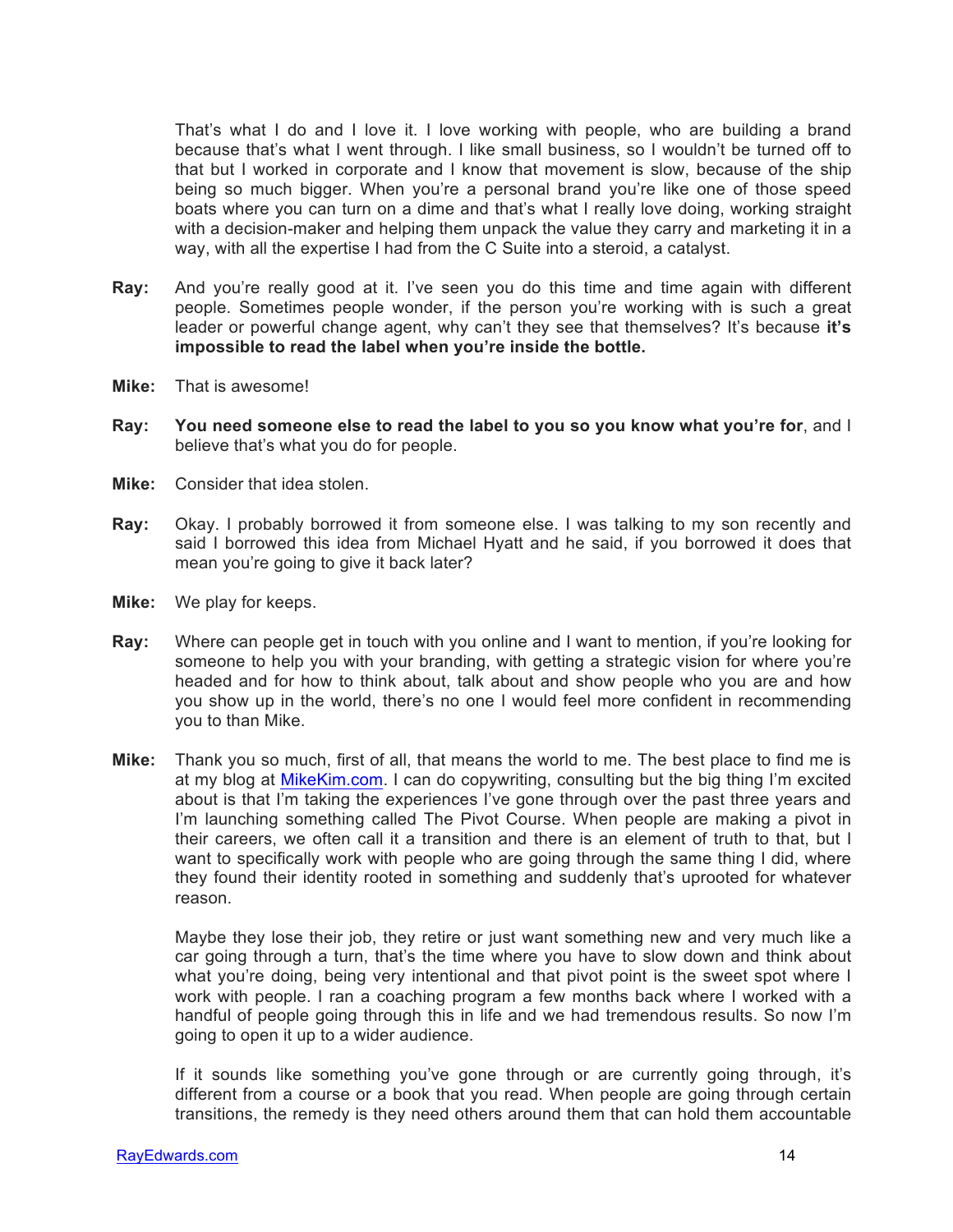That's what I do and I love it. I love working with people, who are building a brand because that's what I went through. I like small business, so I wouldn't be turned off to that but I worked in corporate and I know that movement is slow, because of the ship being so much bigger. When you're a personal brand you're like one of those speed boats where you can turn on a dime and that's what I really love doing, working straight with a decision-maker and helping them unpack the value they carry and marketing it in a way, with all the expertise I had from the C Suite into a steroid, a catalyst.

**Ray:** And you're really good at it. I've seen you do this time and time again with different people. Sometimes people wonder, if the person you're working with is such a great leader or powerful change agent, why can't they see that themselves? It's because **it's impossible to read the label when you're inside the bottle.**

**Mike:** That is awesome!

**Ray:** **You need someone else to read the label to you so you know what you're for**, and I believe that's what you do for people.

**Mike:** Consider that idea stolen.

**Ray:** Okay. I probably borrowed it from someone else. I was talking to my son recently and said I borrowed this idea from Michael Hyatt and he said, if you borrowed it does that mean you're going to give it back later?

**Mike:** We play for keeps.

**Ray:** Where can people get in touch with you online and I want to mention, if you're looking for someone to help you with your branding, with getting a strategic vision for where you're headed and for how to think about, talk about and show people who you are and how you show up in the world, there's no one I would feel more confident in recommending you to than Mike.

**Mike:** Thank you so much, first of all, that means the world to me. The best place to find me is at my blog at [MikeKim.com](http://MikeKim.com). I can do copywriting, consulting but the big thing I'm excited about is that I'm taking the experiences I've gone through over the past three years and I'm launching something called The Pivot Course. When people are making a pivot in their careers, we often call it a transition and there is an element of truth to that, but I want to specifically work with people who are going through the same thing I did, where they found their identity rooted in something and suddenly that's uprooted for whatever reason.

Maybe they lose their job, they retire or just want something new and very much like a car going through a turn, that's the time where you have to slow down and think about what you're doing, being very intentional and that pivot point is the sweet spot where I work with people. I ran a coaching program a few months back where I worked with a handful of people going through this in life and we had tremendous results. So now I'm going to open it up to a wider audience.

If it sounds like something you've gone through or are currently going through, it's different from a course or a book that you read. When people are going through certain transitions, the remedy is they need others around them that can hold them accountable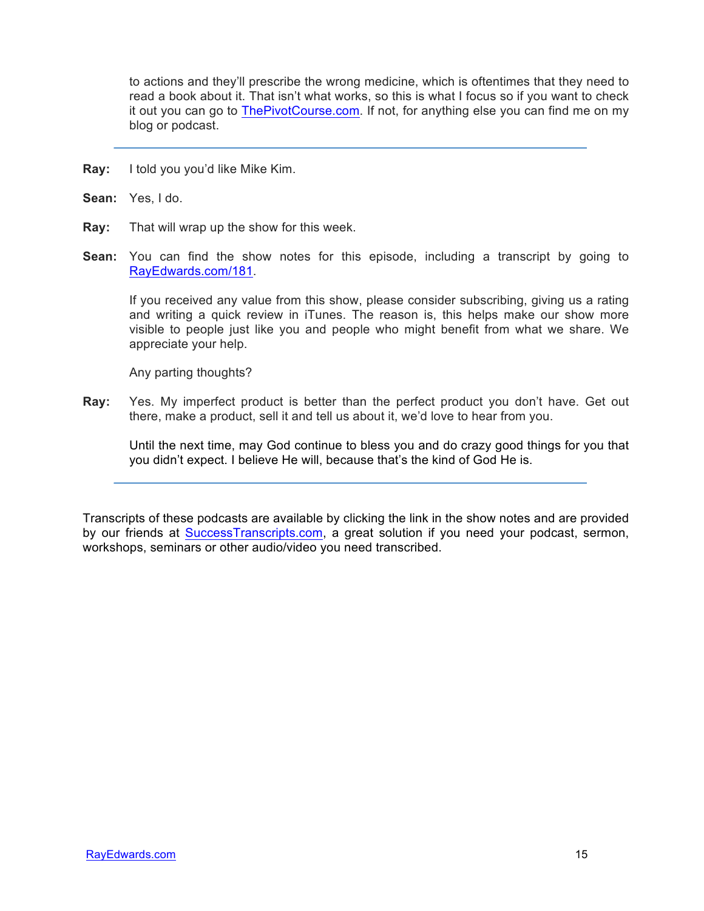to actions and they'll prescribe the wrong medicine, which is oftentimes that they need to read a book about it. That isn't what works, so this is what I focus so if you want to check it out you can go to ThePivotCourse.com. If not, for anything else you can find me on my blog or podcast.

---

**Ray:** I told you you'd like Mike Kim.

**Sean:** Yes, I do.

**Ray:** That will wrap up the show for this week.

**Sean:** You can find the show notes for this episode, including a transcript by going to RayEdwards.com/181.

If you received any value from this show, please consider subscribing, giving us a rating and writing a quick review in iTunes. The reason is, this helps make our show more visible to people just like you and people who might benefit from what we share. We appreciate your help.

Any parting thoughts?

**Ray:** Yes. My imperfect product is better than the perfect product you don't have. Get out there, make a product, sell it and tell us about it, we'd love to hear from you.

Until the next time, may God continue to bless you and do crazy good things for you that you didn't expect. I believe He will, because that's the kind of God He is.

---

Transcripts of these podcasts are available by clicking the link in the show notes and are provided by our friends at SuccessTranscripts.com, a great solution if you need your podcast, sermon, workshops, seminars or other audio/video you need transcribed.